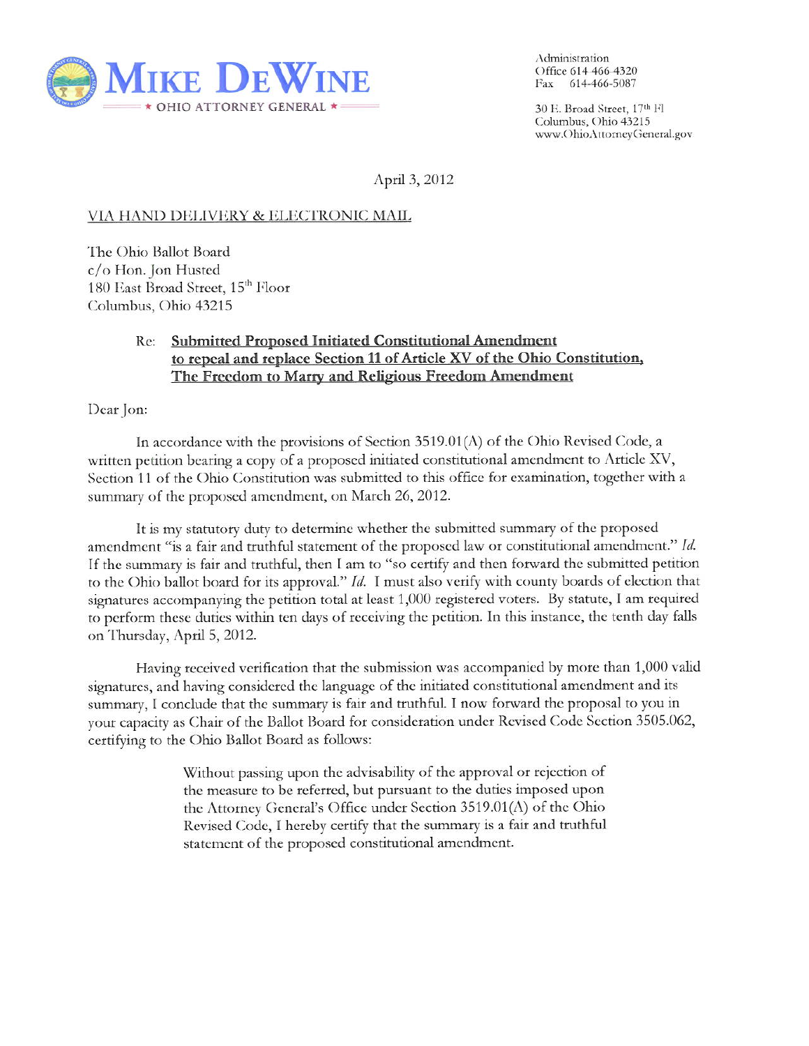# MIKE DEWINE

★ OHIO ATTORNEY GENERAL ★

Administration
Office 614-466-4320
Fax 614-466-5087

30 E. Broad Street, 17th Fl
Columbus, Ohio 43215
www.OhioAttorneyGeneral.gov

April 3, 2012

VIA HAND DELIVERY & ELECTRONIC MAIL

The Ohio Ballot Board
c/o Hon. Jon Husted
180 East Broad Street, 15th Floor
Columbus, Ohio 43215

Re: **Submitted Proposed Initiated Constitutional Amendment to repeal and replace Section 11 of Article XV of the Ohio Constitution, The Freedom to Marry and Religious Freedom Amendment**

Dear Jon:

In accordance with the provisions of Section 3519.01(A) of the Ohio Revised Code, a written petition bearing a copy of a proposed initiated constitutional amendment to Article XV, Section 11 of the Ohio Constitution was submitted to this office for examination, together with a summary of the proposed amendment, on March 26, 2012.

It is my statutory duty to determine whether the submitted summary of the proposed amendment "is a fair and truthful statement of the proposed law or constitutional amendment." *Id.* If the summary is fair and truthful, then I am to "so certify and then forward the submitted petition to the Ohio ballot board for its approval." *Id.* I must also verify with county boards of election that signatures accompanying the petition total at least 1,000 registered voters. By statute, I am required to perform these duties within ten days of receiving the petition. In this instance, the tenth day falls on Thursday, April 5, 2012.

Having received verification that the submission was accompanied by more than 1,000 valid signatures, and having considered the language of the initiated constitutional amendment and its summary, I conclude that the summary is fair and truthful. I now forward the proposal to you in your capacity as Chair of the Ballot Board for consideration under Revised Code Section 3505.062, certifying to the Ohio Ballot Board as follows:

> Without passing upon the advisability of the approval or rejection of the measure to be referred, but pursuant to the duties imposed upon the Attorney General's Office under Section 3519.01(A) of the Ohio Revised Code, I hereby certify that the summary is a fair and truthful statement of the proposed constitutional amendment.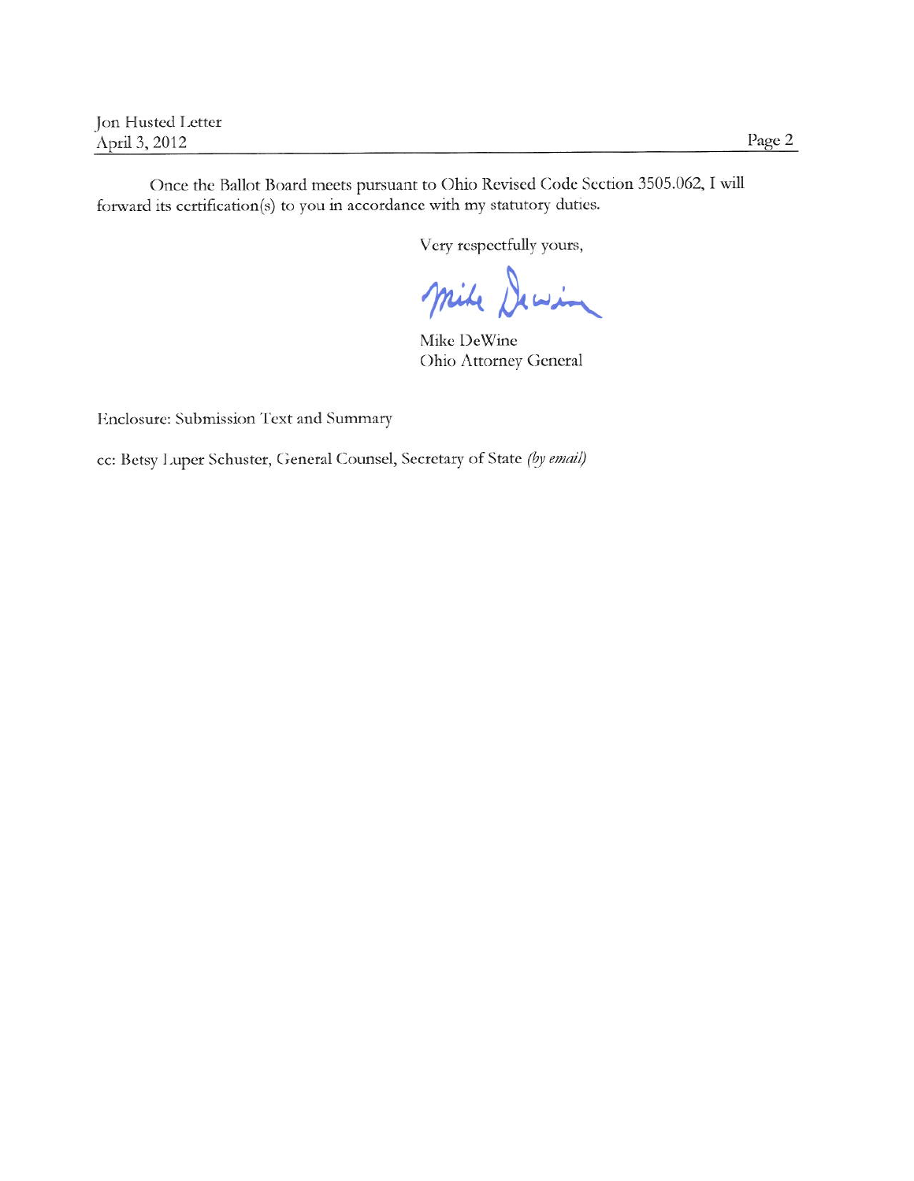Once the Ballot Board meets pursuant to Ohio Revised Code Section 3505.062, I will forward its certification(s) to you in accordance with my statutory duties.

Very respectfully yours,

Mike DeWine

Mike DeWine
Ohio Attorney General

Enclosure: Submission Text and Summary

cc: Betsy Luper Schuster, General Counsel, Secretary of State *(by email)*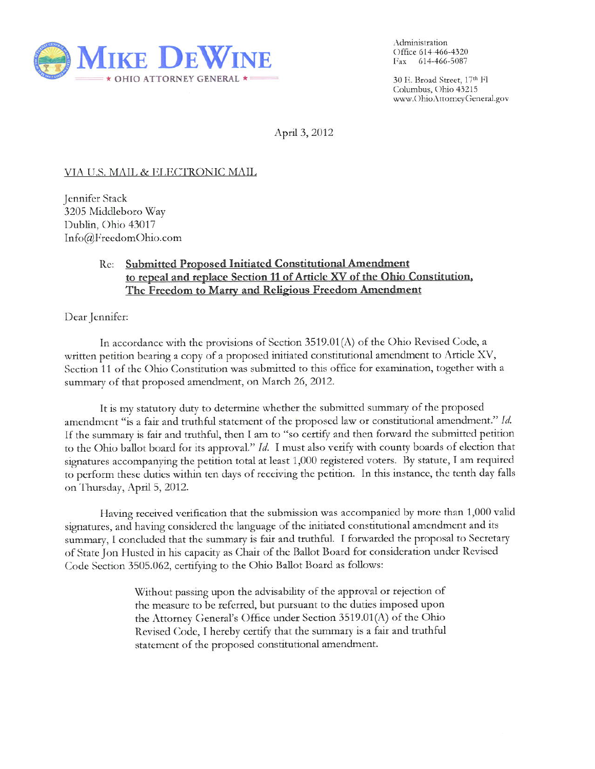# MIKE DEWINE

★ OHIO ATTORNEY GENERAL ★

Administration
Office 614-466-4320
Fax 614-466-5087

30 E. Broad Street, 17th Fl
Columbus, Ohio 43215
www.OhioAttorneyGeneral.gov

April 3, 2012

VIA U.S. MAIL & ELECTRONIC MAIL

Jennifer Stack
3205 Middleboro Way
Dublin, Ohio 43017
Info@FreedomOhio.com

Re: **Submitted Proposed Initiated Constitutional Amendment to repeal and replace Section 11 of Article XV of the Ohio Constitution, The Freedom to Marry and Religious Freedom Amendment**

Dear Jennifer:

In accordance with the provisions of Section 3519.01(A) of the Ohio Revised Code, a written petition bearing a copy of a proposed initiated constitutional amendment to Article XV, Section 11 of the Ohio Constitution was submitted to this office for examination, together with a summary of that proposed amendment, on March 26, 2012.

It is my statutory duty to determine whether the submitted summary of the proposed amendment "is a fair and truthful statement of the proposed law or constitutional amendment." *Id.* If the summary is fair and truthful, then I am to "so certify and then forward the submitted petition to the Ohio ballot board for its approval." *Id.* I must also verify with county boards of election that signatures accompanying the petition total at least 1,000 registered voters. By statute, I am required to perform these duties within ten days of receiving the petition. In this instance, the tenth day falls on Thursday, April 5, 2012.

Having received verification that the submission was accompanied by more than 1,000 valid signatures, and having considered the language of the initiated constitutional amendment and its summary, I concluded that the summary is fair and truthful. I forwarded the proposal to Secretary of State Jon Husted in his capacity as Chair of the Ballot Board for consideration under Revised Code Section 3505.062, certifying to the Ohio Ballot Board as follows:

> Without passing upon the advisability of the approval or rejection of the measure to be referred, but pursuant to the duties imposed upon the Attorney General's Office under Section 3519.01(A) of the Ohio Revised Code, I hereby certify that the summary is a fair and truthful statement of the proposed constitutional amendment.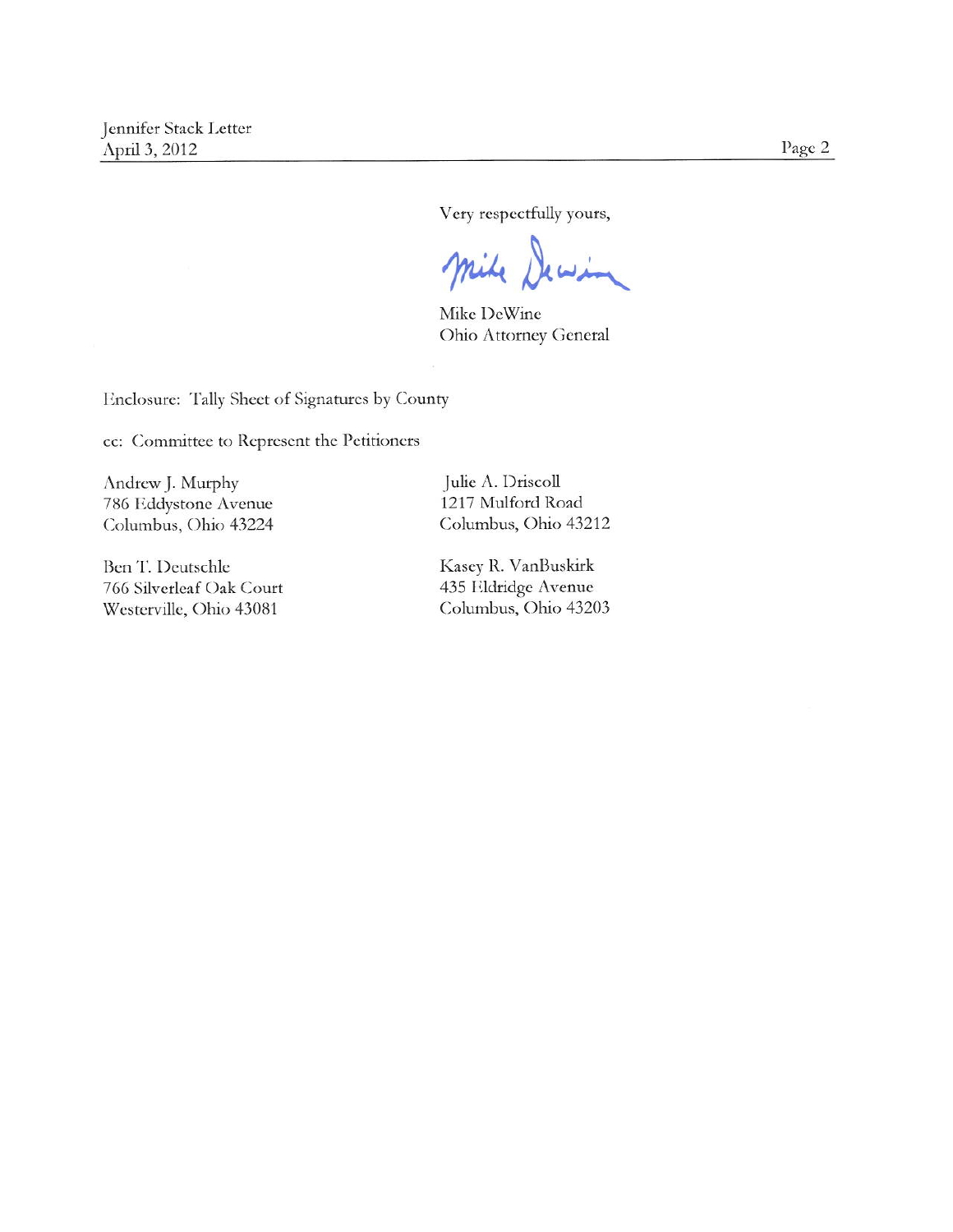Very respectfully yours,

Mike DeWine
Ohio Attorney General

Enclosure: Tally Sheet of Signatures by County

cc: Committee to Represent the Petitioners

Andrew J. Murphy
786 Eddystone Avenue
Columbus, Ohio 43224

Julie A. Driscoll
1217 Mulford Road
Columbus, Ohio 43212

Ben T. Deutschle
766 Silverleaf Oak Court
Westerville, Ohio 43081

Kasey R. VanBuskirk
435 Eldridge Avenue
Columbus, Ohio 43203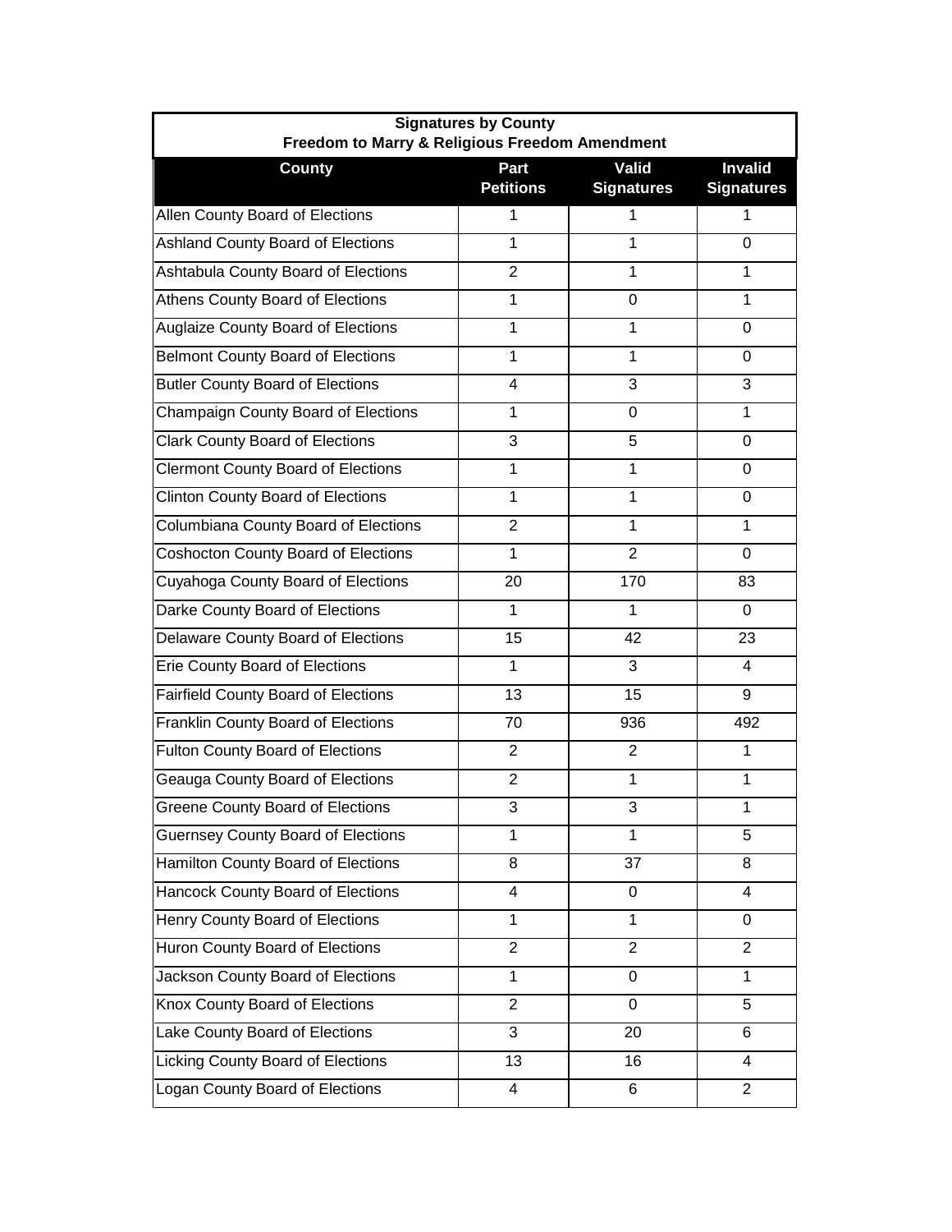**Signatures by County**
**Freedom to Marry & Religious Freedom Amendment**

| County | Part Petitions | Valid Signatures | Invalid Signatures |
|---|---|---|---|
| Allen County Board of Elections | 1 | 1 | 1 |
| Ashland County Board of Elections | 1 | 1 | 0 |
| Ashtabula County Board of Elections | 2 | 1 | 1 |
| Athens County Board of Elections | 1 | 0 | 1 |
| Auglaize County Board of Elections | 1 | 1 | 0 |
| Belmont County Board of Elections | 1 | 1 | 0 |
| Butler County Board of Elections | 4 | 3 | 3 |
| Champaign County Board of Elections | 1 | 0 | 1 |
| Clark County Board of Elections | 3 | 5 | 0 |
| Clermont County Board of Elections | 1 | 1 | 0 |
| Clinton County Board of Elections | 1 | 1 | 0 |
| Columbiana County Board of Elections | 2 | 1 | 1 |
| Coshocton County Board of Elections | 1 | 2 | 0 |
| Cuyahoga County Board of Elections | 20 | 170 | 83 |
| Darke County Board of Elections | 1 | 1 | 0 |
| Delaware County Board of Elections | 15 | 42 | 23 |
| Erie County Board of Elections | 1 | 3 | 4 |
| Fairfield County Board of Elections | 13 | 15 | 9 |
| Franklin County Board of Elections | 70 | 936 | 492 |
| Fulton County Board of Elections | 2 | 2 | 1 |
| Geauga County Board of Elections | 2 | 1 | 1 |
| Greene County Board of Elections | 3 | 3 | 1 |
| Guernsey County Board of Elections | 1 | 1 | 5 |
| Hamilton County Board of Elections | 8 | 37 | 8 |
| Hancock County Board of Elections | 4 | 0 | 4 |
| Henry County Board of Elections | 1 | 1 | 0 |
| Huron County Board of Elections | 2 | 2 | 2 |
| Jackson County Board of Elections | 1 | 0 | 1 |
| Knox County Board of Elections | 2 | 0 | 5 |
| Lake County Board of Elections | 3 | 20 | 6 |
| Licking County Board of Elections | 13 | 16 | 4 |
| Logan County Board of Elections | 4 | 6 | 2 |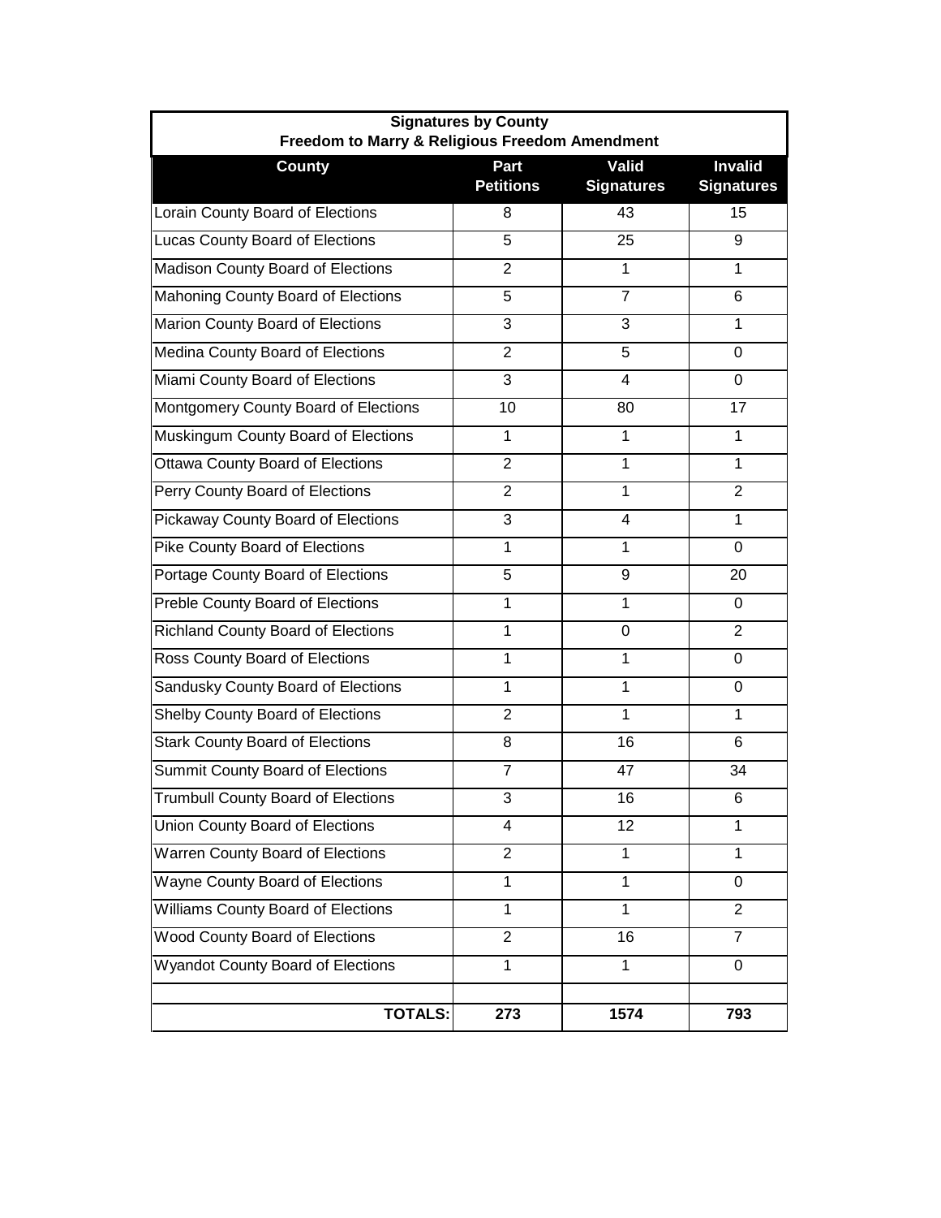| Signatures by County<br>Freedom to Marry & Religious Freedom Amendment | | | |
|---|---|---|---|
| **County** | **Part Petitions** | **Valid Signatures** | **Invalid Signatures** |
| Lorain County Board of Elections | 8 | 43 | 15 |
| Lucas County Board of Elections | 5 | 25 | 9 |
| Madison County Board of Elections | 2 | 1 | 1 |
| Mahoning County Board of Elections | 5 | 7 | 6 |
| Marion County Board of Elections | 3 | 3 | 1 |
| Medina County Board of Elections | 2 | 5 | 0 |
| Miami County Board of Elections | 3 | 4 | 0 |
| Montgomery County Board of Elections | 10 | 80 | 17 |
| Muskingum County Board of Elections | 1 | 1 | 1 |
| Ottawa County Board of Elections | 2 | 1 | 1 |
| Perry County Board of Elections | 2 | 1 | 2 |
| Pickaway County Board of Elections | 3 | 4 | 1 |
| Pike County Board of Elections | 1 | 1 | 0 |
| Portage County Board of Elections | 5 | 9 | 20 |
| Preble County Board of Elections | 1 | 1 | 0 |
| Richland County Board of Elections | 1 | 0 | 2 |
| Ross County Board of Elections | 1 | 1 | 0 |
| Sandusky County Board of Elections | 1 | 1 | 0 |
| Shelby County Board of Elections | 2 | 1 | 1 |
| Stark County Board of Elections | 8 | 16 | 6 |
| Summit County Board of Elections | 7 | 47 | 34 |
| Trumbull County Board of Elections | 3 | 16 | 6 |
| Union County Board of Elections | 4 | 12 | 1 |
| Warren County Board of Elections | 2 | 1 | 1 |
| Wayne County Board of Elections | 1 | 1 | 0 |
| Williams County Board of Elections | 1 | 1 | 2 |
| Wood County Board of Elections | 2 | 16 | 7 |
| Wyandot County Board of Elections | 1 | 1 | 0 |
| | | | |
| **TOTALS:** | **273** | **1574** | **793** |